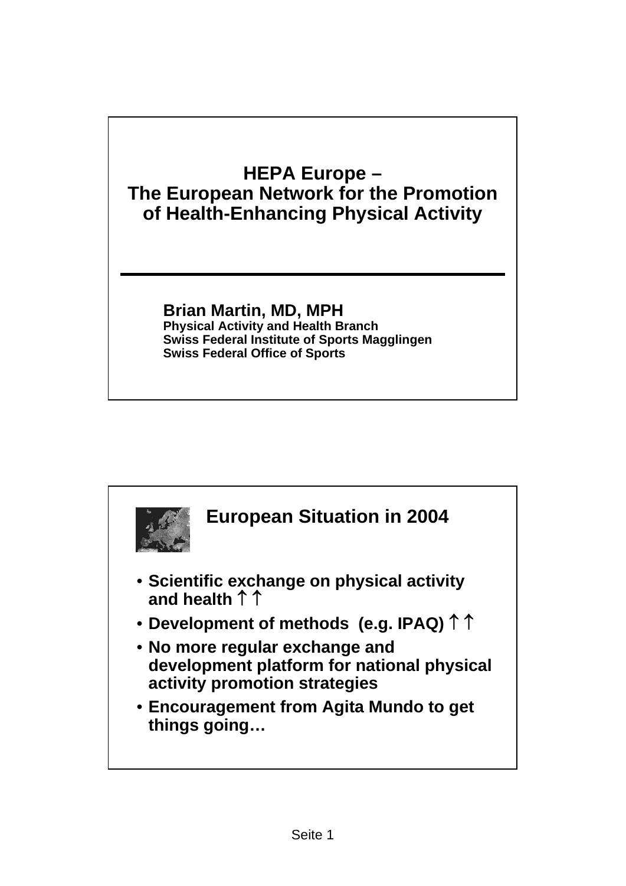# HEPA Europe – The European Network for the Promotion of Health-Enhancing Physical Activity

**Brian Martin, MD, MPH**
**Physical Activity and Health Branch**
**Swiss Federal Institute of Sports Magglingen**
**Swiss Federal Office of Sports**

## European Situation in 2004

- **Scientific exchange on physical activity and health ↑↑**
- **Development of methods (e.g. IPAQ) ↑↑**
- **No more regular exchange and development platform for national physical activity promotion strategies**
- **Encouragement from Agita Mundo to get things going…**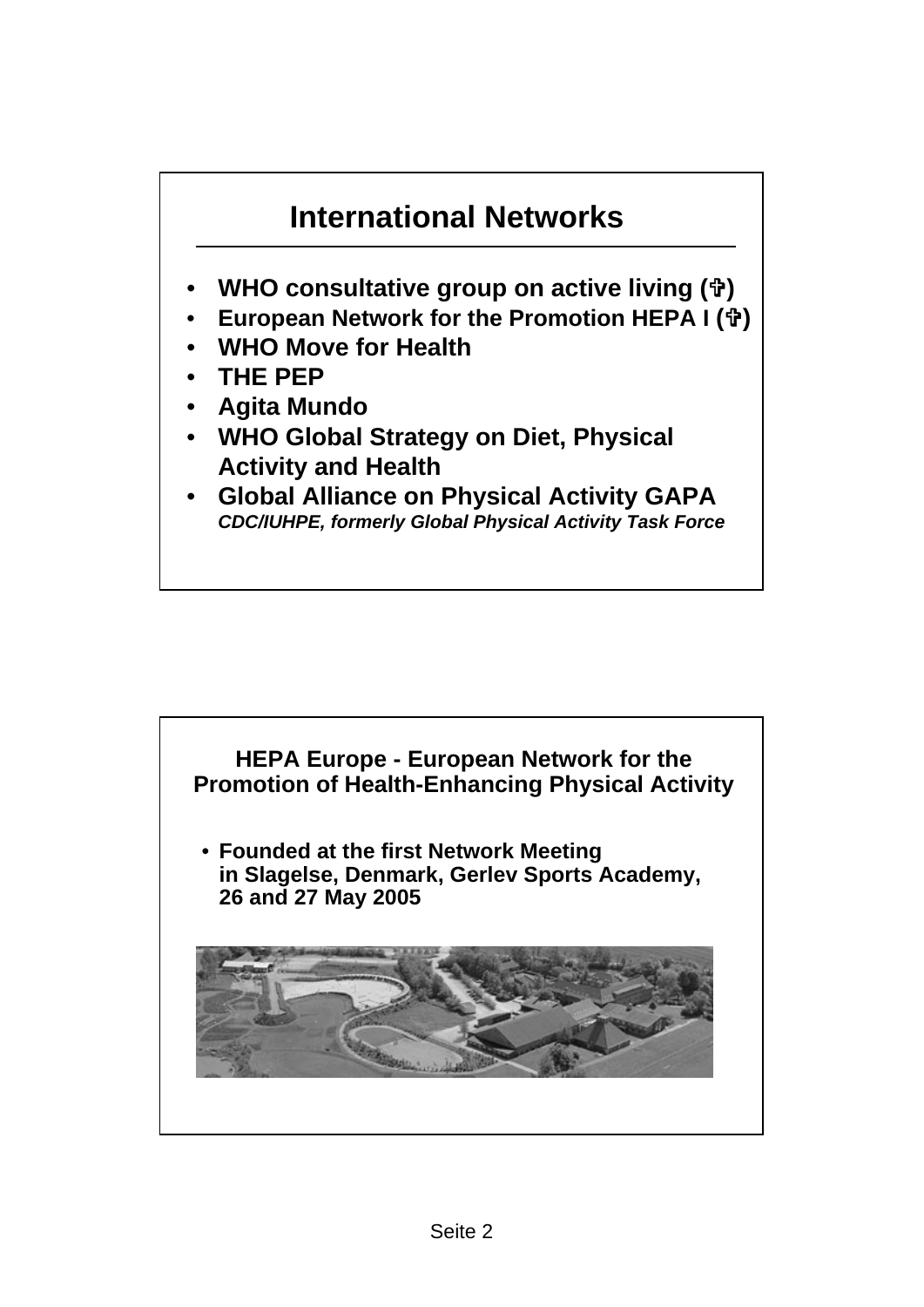## International Networks

- WHO consultative group on active living (✝)
- European Network for the Promotion HEPA I (✝)
- WHO Move for Health
- THE PEP
- Agita Mundo
- WHO Global Strategy on Diet, Physical Activity and Health
- Global Alliance on Physical Activity GAPA
  *CDC/IUHPE, formerly Global Physical Activity Task Force*

## HEPA Europe - European Network for the Promotion of Health-Enhancing Physical Activity

- Founded at the first Network Meeting in Slagelse, Denmark, Gerlev Sports Academy, 26 and 27 May 2005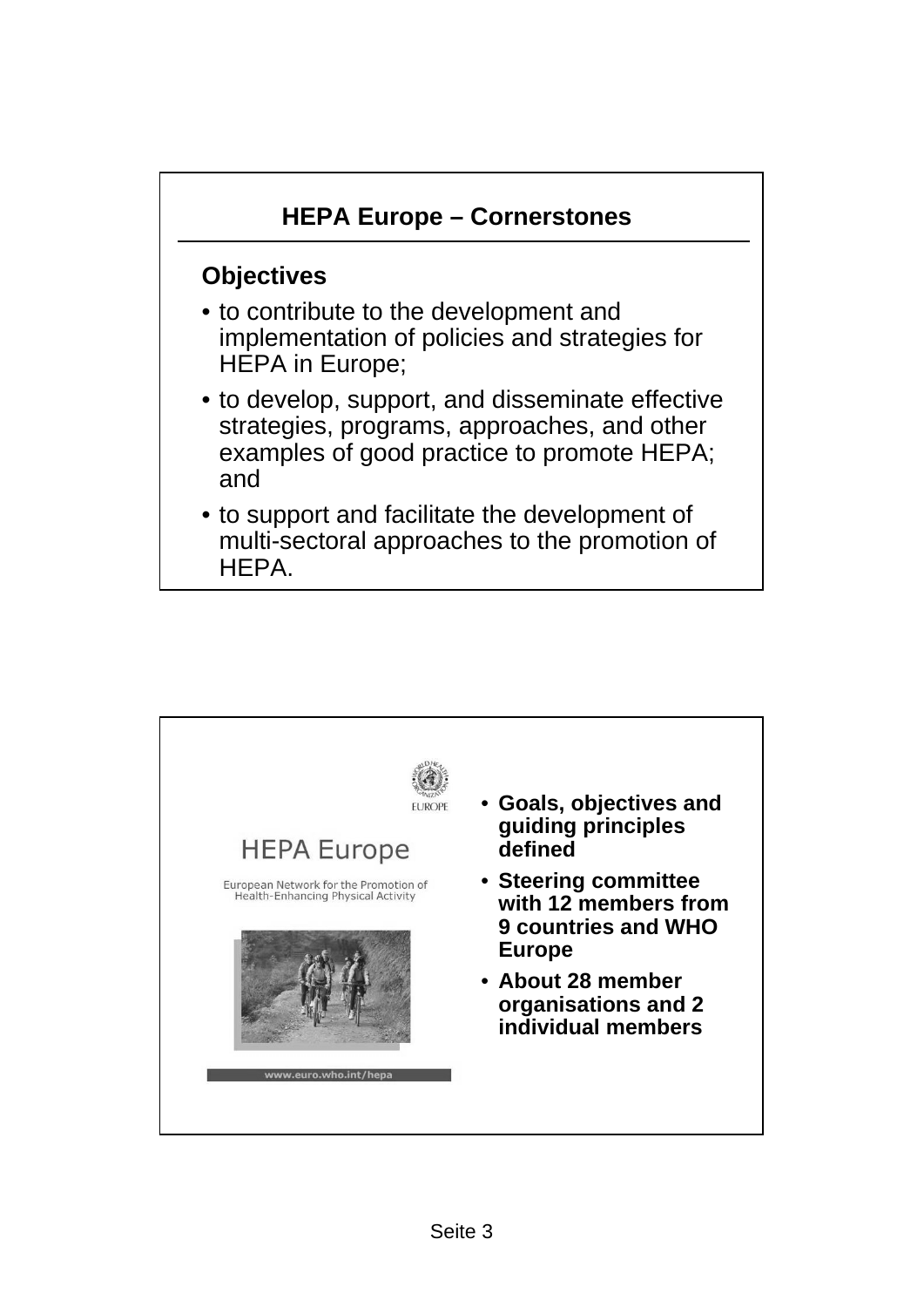## HEPA Europe – Cornerstones

**Objectives**

- to contribute to the development and implementation of policies and strategies for HEPA in Europe;
- to develop, support, and disseminate effective strategies, programs, approaches, and other examples of good practice to promote HEPA; and
- to support and facilitate the development of multi-sectoral approaches to the promotion of HEPA.

EUROPE

HEPA Europe

European Network for the Promotion of Health-Enhancing Physical Activity

www.euro.who.int/hepa

- **Goals, objectives and guiding principles defined**
- **Steering committee with 12 members from 9 countries and WHO Europe**
- **About 28 member organisations and 2 individual members**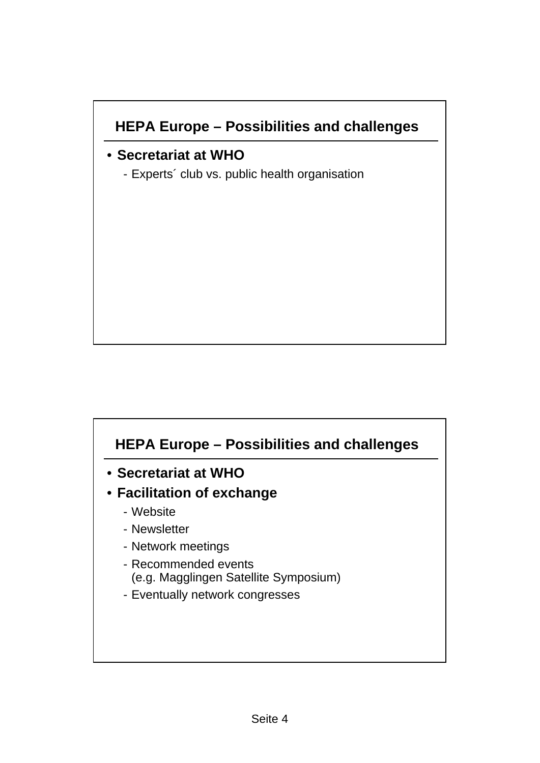## HEPA Europe – Possibilities and challenges

- **Secretariat at WHO**
  - Experts´ club vs. public health organisation

## HEPA Europe – Possibilities and challenges

- **Secretariat at WHO**
- **Facilitation of exchange**
  - Website
  - Newsletter
  - Network meetings
  - Recommended events
    (e.g. Magglingen Satellite Symposium)
  - Eventually network congresses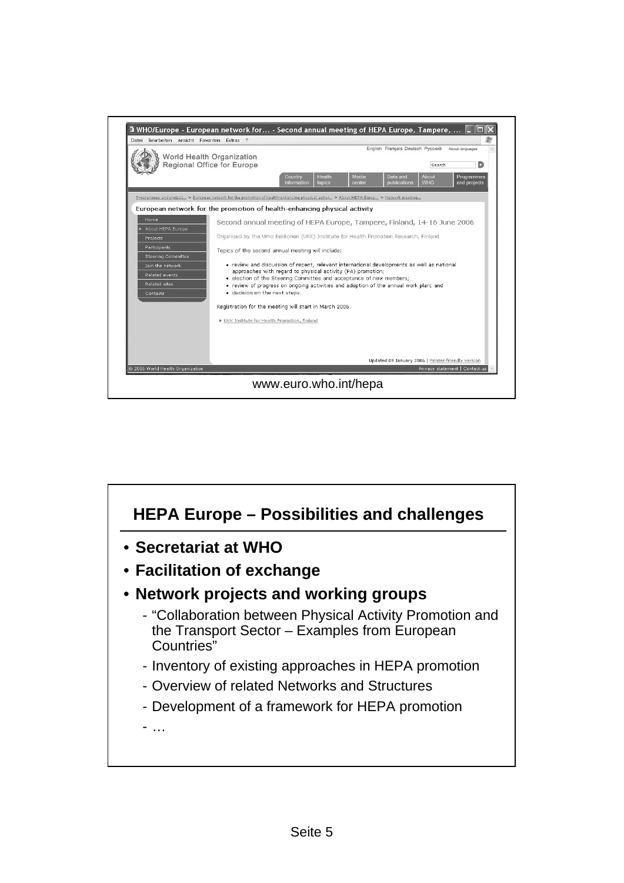WHO/Europe - European network for... - Second annual meeting of HEPA Europe, Tampere, ...

World Health Organization
Regional Office for Europe

European network for the promotion of health-enhancing physical activity

Second annual meeting of HEPA Europe, Tampere, Finland, 14-16 June 2006

Organized by the Urho Kekkonen (UKK) Institute for Health Promotion Research, Finland

Topics of the second annual meeting will include:

- review and discussion of recent, relevant international developments as well as national approaches with regard to physical activity (PA) promotion;
- election of the Steering Committee and acceptance of new members;
- review of progress on ongoing activities and adoption of the annual work plan; and
- decision on the next steps.

Registration for the meeting will start in March 2006.

UKK Institute for Health Promotion, Finland

Updated 09 January 2006 | Printer-friendly version

© 2006 World Health Organization

www.euro.who.int/hepa

## HEPA Europe – Possibilities and challenges

- **Secretariat at WHO**
- **Facilitation of exchange**
- **Network projects and working groups**
  - "Collaboration between Physical Activity Promotion and the Transport Sector – Examples from European Countries"
  - Inventory of existing approaches in HEPA promotion
  - Overview of related Networks and Structures
  - Development of a framework for HEPA promotion
  - …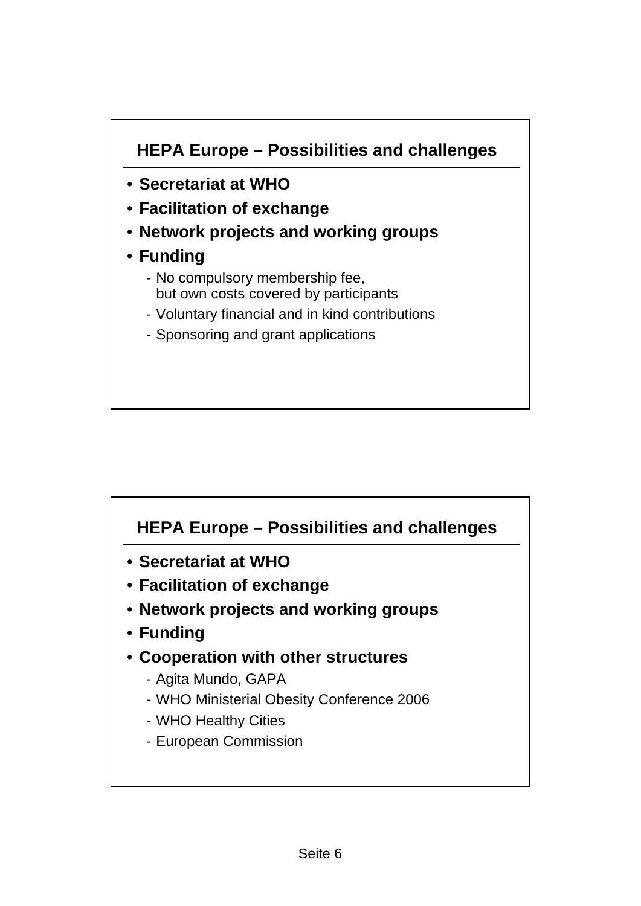## HEPA Europe – Possibilities and challenges

- **Secretariat at WHO**
- **Facilitation of exchange**
- **Network projects and working groups**
- **Funding**
  - No compulsory membership fee, but own costs covered by participants
  - Voluntary financial and in kind contributions
  - Sponsoring and grant applications

## HEPA Europe – Possibilities and challenges

- **Secretariat at WHO**
- **Facilitation of exchange**
- **Network projects and working groups**
- **Funding**
- **Cooperation with other structures**
  - Agita Mundo, GAPA
  - WHO Ministerial Obesity Conference 2006
  - WHO Healthy Cities
  - European Commission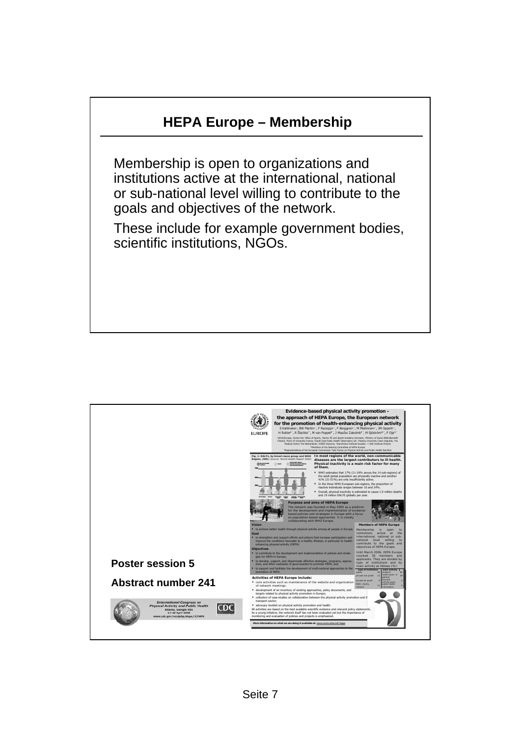## HEPA Europe – Membership

Membership is open to organizations and institutions active at the international, national or sub-national level willing to contribute to the goals and objectives of the network.

These include for example government bodies, scientific institutions, NGOs.

**Poster session 5**

**Abstract number 241**

International Congress on Physical Activity and Public Health
Atlanta, Georgia USA
17-20 April 2006
www.cdc.gov/nccdphp/dnpa/ICPAPH

**Evidence-based physical activity promotion – the approach of HEPA Europe, the European network for the promotion of health-enhancing physical activity**

**Purpose and aims of HEPA Europe**

The network was founded in May 2005 as a platform for the development and implementation of evidence-based policies and strategies in Europe with a focus on population-based approaches. It is closely collaborating with WHO Europe.

**Members of HEPA Europe**

Membership is open to institutions active at the international, national or sub-national level willing to contribute to the goals and objectives of HEPA Europe.

More information on what we are doing is available at: www.euro.who.int/hepa